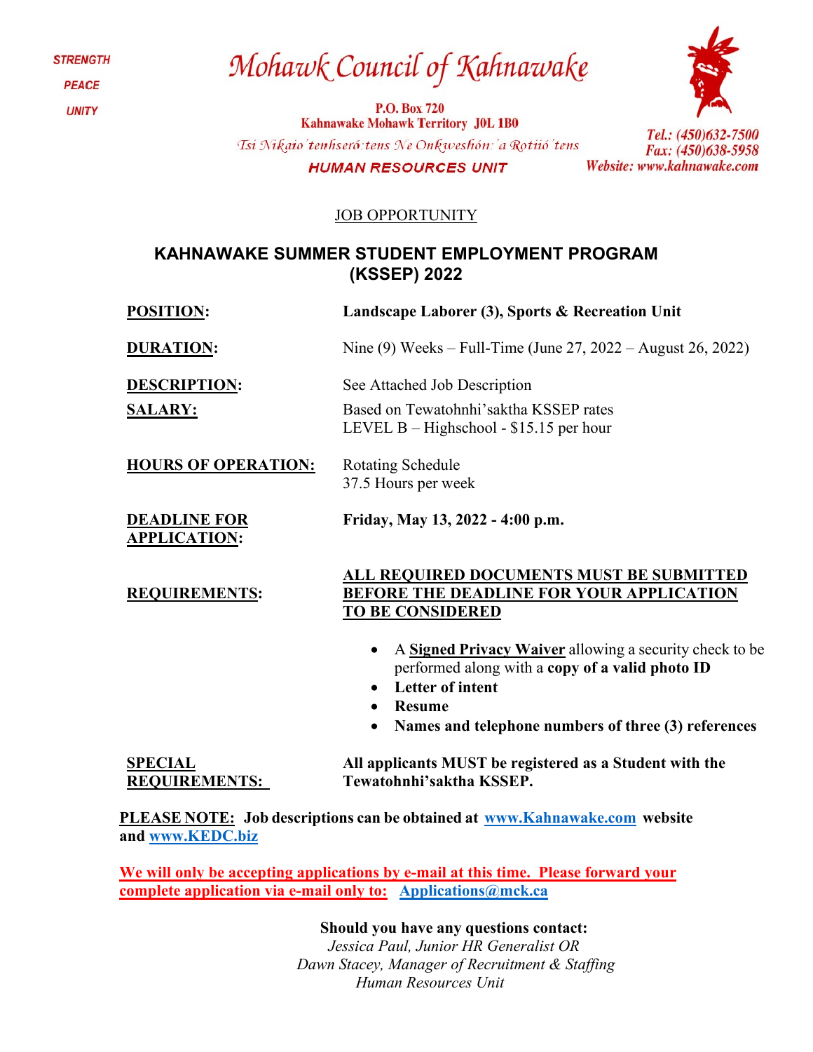STRENGTH

PEACE

UNITY

# Mohawk Council of Kahnawake

P.O. Box 720
Kahnawake Mohawk Territory J0L 1B0

*Tsi Nikaio'tenhseró:tens Ne Onkweshón:'a Rotiió'tens*

HUMAN RESOURCES UNIT

*Tel.: (450)632-7500*
*Fax: (450)638-5958*
*Website: www.kahnawake.com*

JOB OPPORTUNITY

## KAHNAWAKE SUMMER STUDENT EMPLOYMENT PROGRAM (KSSEP) 2022

**POSITION:** **Landscape Laborer (3), Sports & Recreation Unit**

**DURATION:** Nine (9) Weeks – Full-Time (June 27, 2022 – August 26, 2022)

**DESCRIPTION:** See Attached Job Description

**SALARY:** Based on Tewatohnhi'saktha KSSEP rates
LEVEL B – Highschool - $15.15 per hour

**HOURS OF OPERATION:** Rotating Schedule
37.5 Hours per week

**DEADLINE FOR APPLICATION:** **Friday, May 13, 2022 - 4:00 p.m.**

**REQUIREMENTS:** **ALL REQUIRED DOCUMENTS MUST BE SUBMITTED BEFORE THE DEADLINE FOR YOUR APPLICATION TO BE CONSIDERED**

- A **Signed Privacy Waiver** allowing a security check to be performed along with a **copy of a valid photo ID**
- **Letter of intent**
- **Resume**
- **Names and telephone numbers of three (3) references**

**SPECIAL REQUIREMENTS:** **All applicants MUST be registered as a Student with the Tewatohnhi'saktha KSSEP.**

**PLEASE NOTE: Job descriptions can be obtained at www.Kahnawake.com website and www.KEDC.biz**

**We will only be accepting applications by e-mail at this time. Please forward your complete application via e-mail only to: Applications@mck.ca**

**Should you have any questions contact:**
*Jessica Paul, Junior HR Generalist OR*
*Dawn Stacey, Manager of Recruitment & Staffing*
*Human Resources Unit*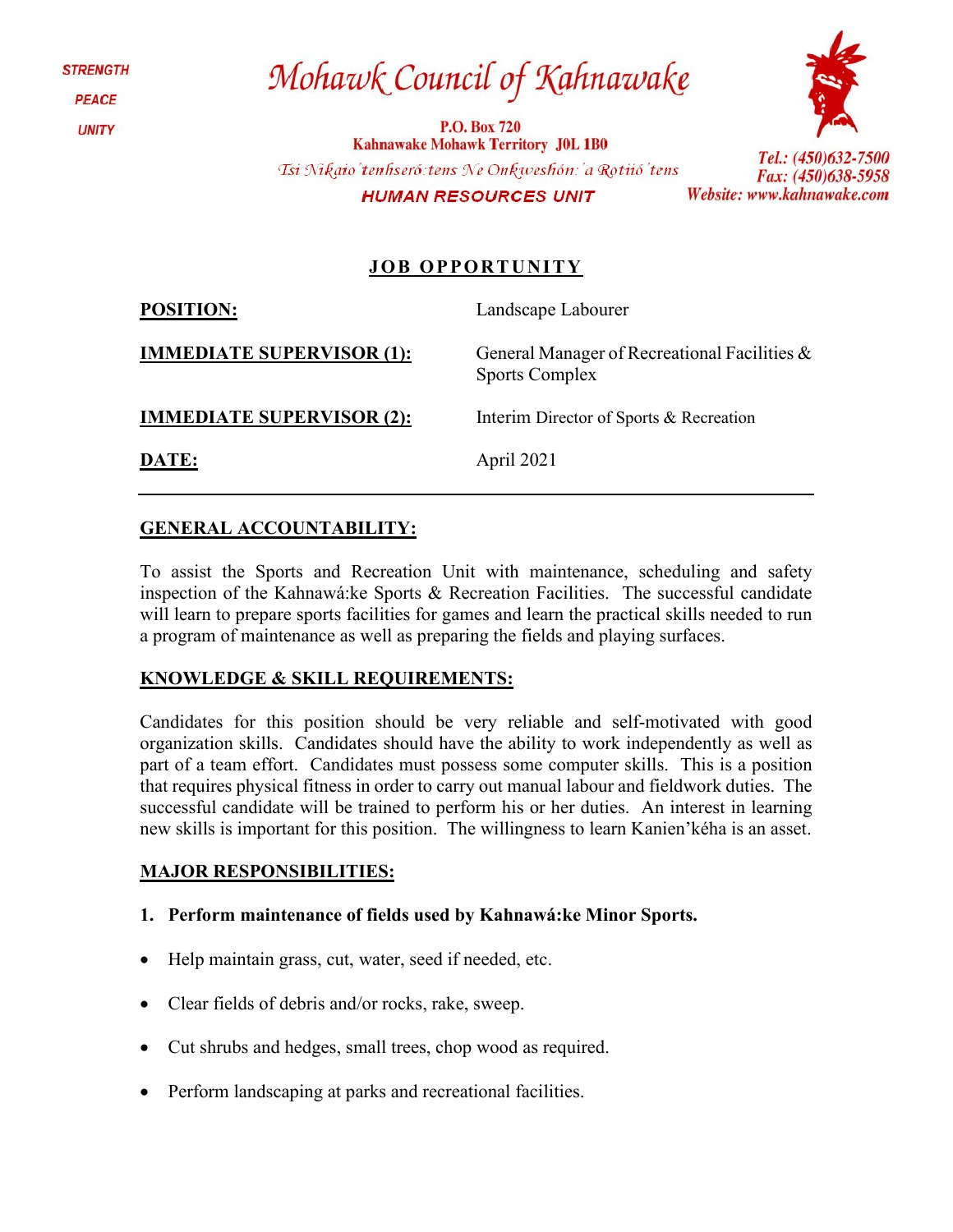STRENGTH

PEACE

UNITY

# Mohawk Council of Kahnawake

**P.O. Box 720**
**Kahnawake Mohawk Territory J0L 1B0**

*Tsi Nikaio'tenhseró:tens Ne Onkweshón:'a Rotiió'tens*

**HUMAN RESOURCES UNIT**

*Tel.: (450)632-7500*
*Fax: (450)638-5958*
*Website: www.kahnawake.com*

## JOB OPPORTUNITY

| | |
|---|---|
| **POSITION:** | Landscape Labourer |
| **IMMEDIATE SUPERVISOR (1):** | General Manager of Recreational Facilities & Sports Complex |
| **IMMEDIATE SUPERVISOR (2):** | Interim Director of Sports & Recreation |
| **DATE:** | April 2021 |

---

### GENERAL ACCOUNTABILITY:

To assist the Sports and Recreation Unit with maintenance, scheduling and safety inspection of the Kahnawá:ke Sports & Recreation Facilities. The successful candidate will learn to prepare sports facilities for games and learn the practical skills needed to run a program of maintenance as well as preparing the fields and playing surfaces.

### KNOWLEDGE & SKILL REQUIREMENTS:

Candidates for this position should be very reliable and self-motivated with good organization skills. Candidates should have the ability to work independently as well as part of a team effort. Candidates must possess some computer skills. This is a position that requires physical fitness in order to carry out manual labour and fieldwork duties. The successful candidate will be trained to perform his or her duties. An interest in learning new skills is important for this position. The willingness to learn Kanien'kéha is an asset.

### MAJOR RESPONSIBILITIES:

**1. Perform maintenance of fields used by Kahnawá:ke Minor Sports.**

- Help maintain grass, cut, water, seed if needed, etc.
- Clear fields of debris and/or rocks, rake, sweep.
- Cut shrubs and hedges, small trees, chop wood as required.
- Perform landscaping at parks and recreational facilities.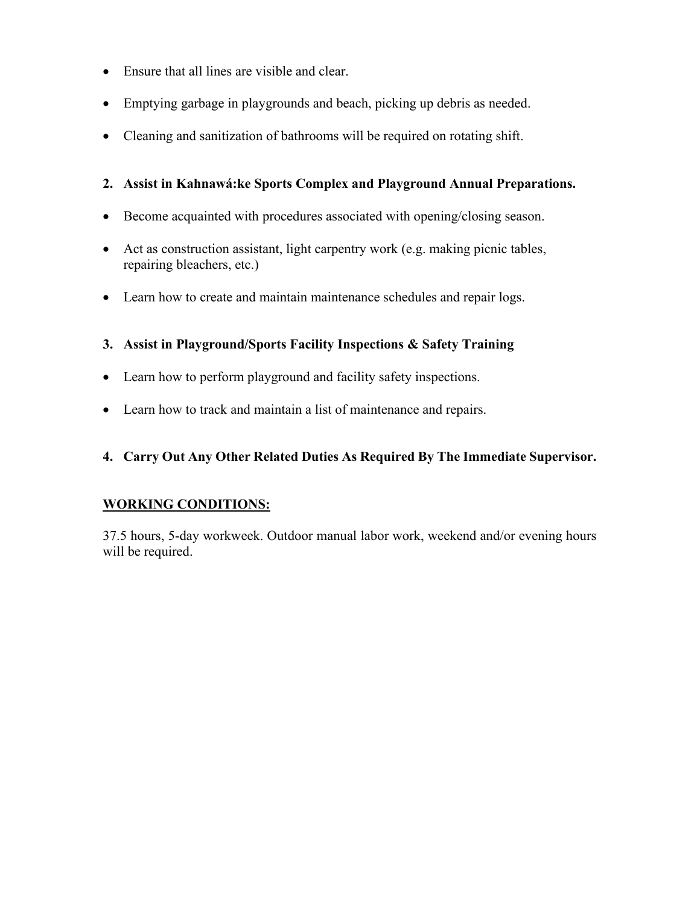- Ensure that all lines are visible and clear.
- Emptying garbage in playgrounds and beach, picking up debris as needed.
- Cleaning and sanitization of bathrooms will be required on rotating shift.

**2. Assist in Kahnawá:ke Sports Complex and Playground Annual Preparations.**

- Become acquainted with procedures associated with opening/closing season.
- Act as construction assistant, light carpentry work (e.g. making picnic tables, repairing bleachers, etc.)
- Learn how to create and maintain maintenance schedules and repair logs.

**3. Assist in Playground/Sports Facility Inspections & Safety Training**

- Learn how to perform playground and facility safety inspections.
- Learn how to track and maintain a list of maintenance and repairs.

**4. Carry Out Any Other Related Duties As Required By The Immediate Supervisor.**

## WORKING CONDITIONS:

37.5 hours, 5-day workweek. Outdoor manual labor work, weekend and/or evening hours will be required.